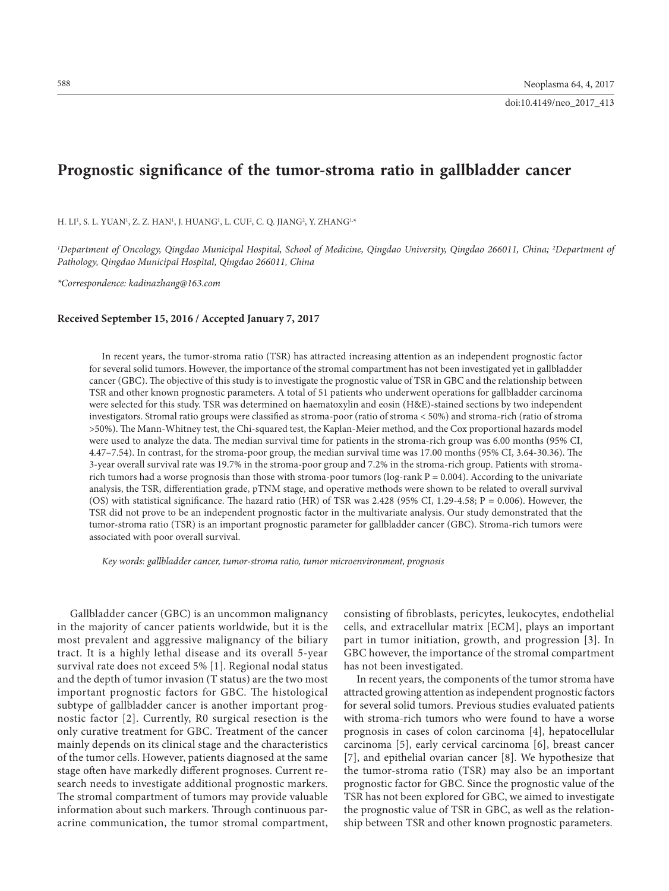doi:10.4149/neo_2017_413

# Prognostic significance of the tumor-stroma ratio in gallbladder cancer

H. LI[1], S. L. YUAN[1], Z. Z. HAN[1], J. HUANG[1], L. CUI[2], C. Q. JIANG[2], Y. ZHANG[1,*]

*[1]Department of Oncology, Qingdao Municipal Hospital, School of Medicine, Qingdao University, Qingdao 266011, China; [2]Department of Pathology, Qingdao Municipal Hospital, Qingdao 266011, China*

*\*Correspondence: kadinazhang@163.com*

**Received September 15, 2016 / Accepted January 7, 2017**

In recent years, the tumor-stroma ratio (TSR) has attracted increasing attention as an independent prognostic factor for several solid tumors. However, the importance of the stromal compartment has not been investigated yet in gallbladder cancer (GBC). The objective of this study is to investigate the prognostic value of TSR in GBC and the relationship between TSR and other known prognostic parameters. A total of 51 patients who underwent operations for gallbladder carcinoma were selected for this study. TSR was determined on haematoxylin and eosin (H&E)-stained sections by two independent investigators. Stromal ratio groups were classified as stroma-poor (ratio of stroma < 50%) and stroma-rich (ratio of stroma >50%). The Mann-Whitney test, the Chi-squared test, the Kaplan-Meier method, and the Cox proportional hazards model were used to analyze the data. The median survival time for patients in the stroma-rich group was 6.00 months (95% CI, 4.47–7.54). In contrast, for the stroma-poor group, the median survival time was 17.00 months (95% CI, 3.64-30.36). The 3-year overall survival rate was 19.7% in the stroma-poor group and 7.2% in the stroma-rich group. Patients with stroma-rich tumors had a worse prognosis than those with stroma-poor tumors (log-rank P = 0.004). According to the univariate analysis, the TSR, differentiation grade, pTNM stage, and operative methods were shown to be related to overall survival (OS) with statistical significance. The hazard ratio (HR) of TSR was 2.428 (95% CI, 1.29-4.58; P = 0.006). However, the TSR did not prove to be an independent prognostic factor in the multivariate analysis. Our study demonstrated that the tumor-stroma ratio (TSR) is an important prognostic parameter for gallbladder cancer (GBC). Stroma-rich tumors were associated with poor overall survival.

*Key words: gallbladder cancer, tumor-stroma ratio, tumor microenvironment, prognosis*

Gallbladder cancer (GBC) is an uncommon malignancy in the majority of cancer patients worldwide, but it is the most prevalent and aggressive malignancy of the biliary tract. It is a highly lethal disease and its overall 5-year survival rate does not exceed 5% [1]. Regional nodal status and the depth of tumor invasion (T status) are the two most important prognostic factors for GBC. The histological subtype of gallbladder cancer is another important prognostic factor [2]. Currently, R0 surgical resection is the only curative treatment for GBC. Treatment of the cancer mainly depends on its clinical stage and the characteristics of the tumor cells. However, patients diagnosed at the same stage often have markedly different prognoses. Current research needs to investigate additional prognostic markers. The stromal compartment of tumors may provide valuable information about such markers. Through continuous paracrine communication, the tumor stromal compartment, consisting of fibroblasts, pericytes, leukocytes, endothelial cells, and extracellular matrix [ECM], plays an important part in tumor initiation, growth, and progression [3]. In GBC however, the importance of the stromal compartment has not been investigated.

In recent years, the components of the tumor stroma have attracted growing attention as independent prognostic factors for several solid tumors. Previous studies evaluated patients with stroma-rich tumors who were found to have a worse prognosis in cases of colon carcinoma [4], hepatocellular carcinoma [5], early cervical carcinoma [6], breast cancer [7], and epithelial ovarian cancer [8]. We hypothesize that the tumor-stroma ratio (TSR) may also be an important prognostic factor for GBC. Since the prognostic value of the TSR has not been explored for GBC, we aimed to investigate the prognostic value of TSR in GBC, as well as the relationship between TSR and other known prognostic parameters.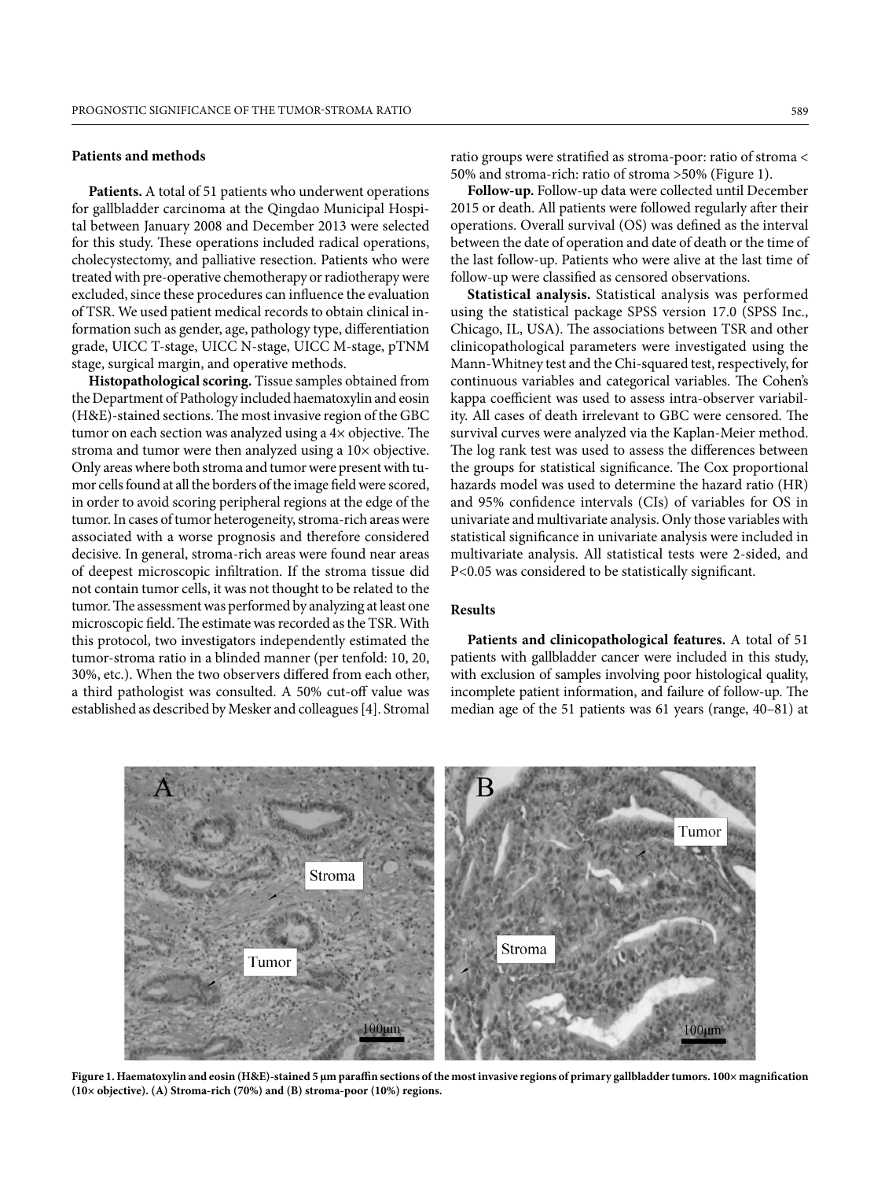## Patients and methods

**Patients.** A total of 51 patients who underwent operations for gallbladder carcinoma at the Qingdao Municipal Hospital between January 2008 and December 2013 were selected for this study. These operations included radical operations, cholecystectomy, and palliative resection. Patients who were treated with pre-operative chemotherapy or radiotherapy were excluded, since these procedures can influence the evaluation of TSR. We used patient medical records to obtain clinical information such as gender, age, pathology type, differentiation grade, UICC T-stage, UICC N-stage, UICC M-stage, pTNM stage, surgical margin, and operative methods.

**Histopathological scoring.** Tissue samples obtained from the Department of Pathology included haematoxylin and eosin (H&E)-stained sections. The most invasive region of the GBC tumor on each section was analyzed using a 4× objective. The stroma and tumor were then analyzed using a 10× objective. Only areas where both stroma and tumor were present with tumor cells found at all the borders of the image field were scored, in order to avoid scoring peripheral regions at the edge of the tumor. In cases of tumor heterogeneity, stroma-rich areas were associated with a worse prognosis and therefore considered decisive. In general, stroma-rich areas were found near areas of deepest microscopic infiltration. If the stroma tissue did not contain tumor cells, it was not thought to be related to the tumor. The assessment was performed by analyzing at least one microscopic field. The estimate was recorded as the TSR. With this protocol, two investigators independently estimated the tumor-stroma ratio in a blinded manner (per tenfold: 10, 20, 30%, etc.). When the two observers differed from each other, a third pathologist was consulted. A 50% cut-off value was established as described by Mesker and colleagues [4]. Stromal ratio groups were stratified as stroma-poor: ratio of stroma < 50% and stroma-rich: ratio of stroma >50% (Figure 1).

**Follow-up.** Follow-up data were collected until December 2015 or death. All patients were followed regularly after their operations. Overall survival (OS) was defined as the interval between the date of operation and date of death or the time of the last follow-up. Patients who were alive at the last time of follow-up were classified as censored observations.

**Statistical analysis.** Statistical analysis was performed using the statistical package SPSS version 17.0 (SPSS Inc., Chicago, IL, USA). The associations between TSR and other clinicopathological parameters were investigated using the Mann-Whitney test and the Chi-squared test, respectively, for continuous variables and categorical variables. The Cohen's kappa coefficient was used to assess intra-observer variability. All cases of death irrelevant to GBC were censored. The survival curves were analyzed via the Kaplan-Meier method. The log rank test was used to assess the differences between the groups for statistical significance. The Cox proportional hazards model was used to determine the hazard ratio (HR) and 95% confidence intervals (CIs) of variables for OS in univariate and multivariate analysis. Only those variables with statistical significance in univariate analysis were included in multivariate analysis. All statistical tests were 2-sided, and $P<0.05$ was considered to be statistically significant.

## Results

**Patients and clinicopathological features.** A total of 51 patients with gallbladder cancer were included in this study, with exclusion of samples involving poor histological quality, incomplete patient information, and failure of follow-up. The median age of the 51 patients was 61 years (range, 40–81) at

**Figure 1. Haematoxylin and eosin (H&E)-stained 5 µm paraffin sections of the most invasive regions of primary gallbladder tumors. 100× magnification (10× objective). (A) Stroma-rich (70%) and (B) stroma-poor (10%) regions.**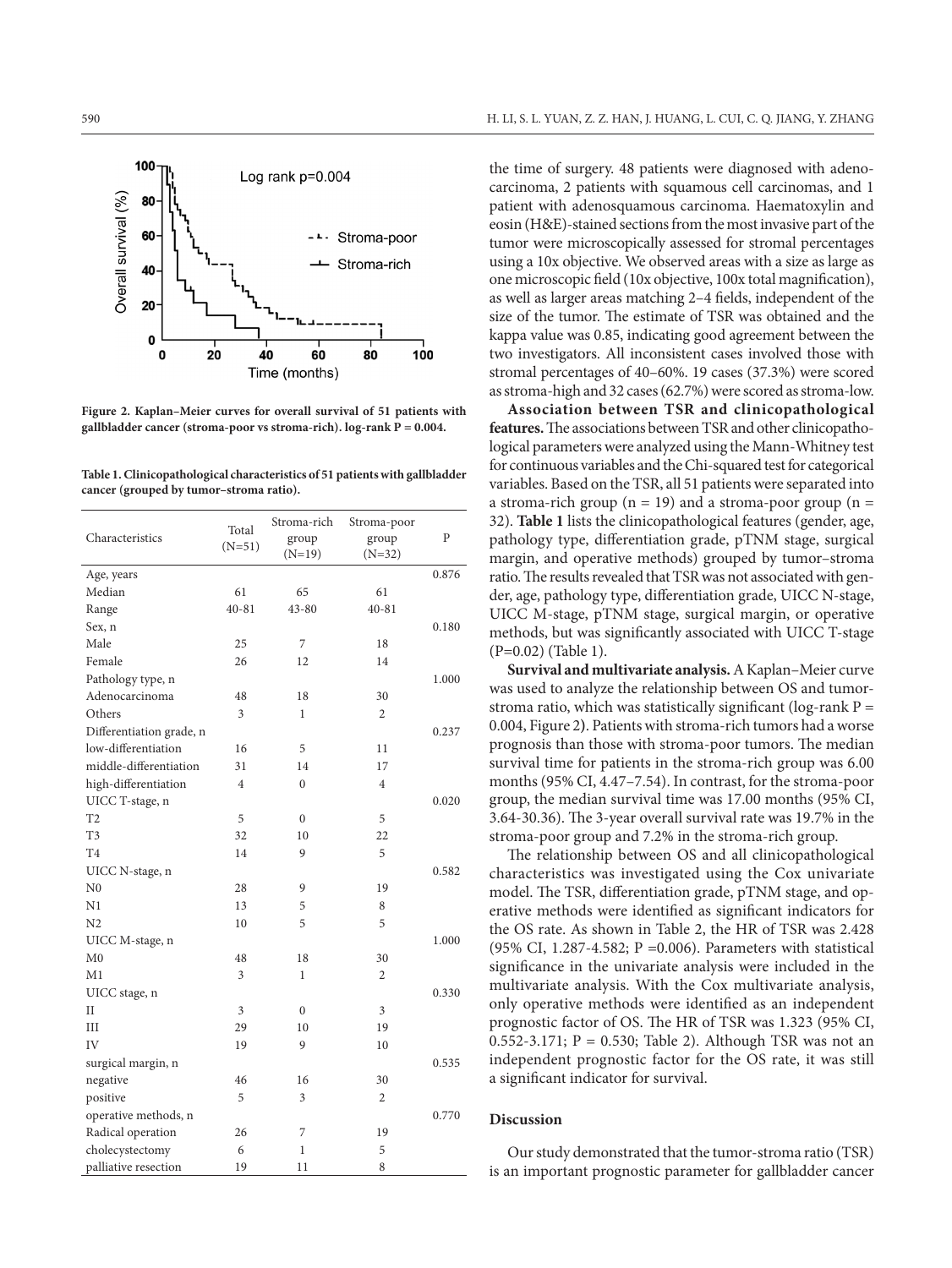**Figure 2. Kaplan–Meier curves for overall survival of 51 patients with gallbladder cancer (stroma-poor vs stroma-rich). log-rank P = 0.004.**

**Table 1. Clinicopathological characteristics of 51 patients with gallbladder cancer (grouped by tumor–stroma ratio).**

| Characteristics | Total (N=51) | Stroma-rich group (N=19) | Stroma-poor group (N=32) | P |
|---|---|---|---|---|
| Age, years | | | | 0.876 |
| Median | 61 | 65 | 61 | |
| Range | 40-81 | 43-80 | 40-81 | |
| Sex, n | | | | 0.180 |
| Male | 25 | 7 | 18 | |
| Female | 26 | 12 | 14 | |
| Pathology type, n | | | | 1.000 |
| Adenocarcinoma | 48 | 18 | 30 | |
| Others | 3 | 1 | 2 | |
| Differentiation grade, n | | | | 0.237 |
| low-differentiation | 16 | 5 | 11 | |
| middle-differentiation | 31 | 14 | 17 | |
| high-differentiation | 4 | 0 | 4 | |
| UICC T-stage, n | | | | 0.020 |
| T2 | 5 | 0 | 5 | |
| T3 | 32 | 10 | 22 | |
| T4 | 14 | 9 | 5 | |
| UICC N-stage, n | | | | 0.582 |
| N0 | 28 | 9 | 19 | |
| N1 | 13 | 5 | 8 | |
| N2 | 10 | 5 | 5 | |
| UICC M-stage, n | | | | 1.000 |
| M0 | 48 | 18 | 30 | |
| M1 | 3 | 1 | 2 | |
| UICC stage, n | | | | 0.330 |
| II | 3 | 0 | 3 | |
| III | 29 | 10 | 19 | |
| IV | 19 | 9 | 10 | |
| surgical margin, n | | | | 0.535 |
| negative | 46 | 16 | 30 | |
| positive | 5 | 3 | 2 | |
| operative methods, n | | | | 0.770 |
| Radical operation | 26 | 7 | 19 | |
| cholecystectomy | 6 | 1 | 5 | |
| palliative resection | 19 | 11 | 8 | |

the time of surgery. 48 patients were diagnosed with adenocarcinoma, 2 patients with squamous cell carcinomas, and 1 patient with adenosquamous carcinoma. Haematoxylin and eosin (H&E)-stained sections from the most invasive part of the tumor were microscopically assessed for stromal percentages using a 10x objective. We observed areas with a size as large as one microscopic field (10x objective, 100x total magnification), as well as larger areas matching 2–4 fields, independent of the size of the tumor. The estimate of TSR was obtained and the kappa value was 0.85, indicating good agreement between the two investigators. All inconsistent cases involved those with stromal percentages of 40–60%. 19 cases (37.3%) were scored as stroma-high and 32 cases (62.7%) were scored as stroma-low.

**Association between TSR and clinicopathological features.** The associations between TSR and other clinicopathological parameters were analyzed using the Mann-Whitney test for continuous variables and the Chi-squared test for categorical variables. Based on the TSR, all 51 patients were separated into a stroma-rich group (n = 19) and a stroma-poor group (n = 32). **Table 1** lists the clinicopathological features (gender, age, pathology type, differentiation grade, pTNM stage, surgical margin, and operative methods) grouped by tumor–stroma ratio. The results revealed that TSR was not associated with gender, age, pathology type, differentiation grade, UICC N-stage, UICC M-stage, pTNM stage, surgical margin, or operative methods, but was significantly associated with UICC T-stage (P=0.02) (Table 1).

**Survival and multivariate analysis.** A Kaplan–Meier curve was used to analyze the relationship between OS and tumor-stroma ratio, which was statistically significant (log-rank P = 0.004, Figure 2). Patients with stroma-rich tumors had a worse prognosis than those with stroma-poor tumors. The median survival time for patients in the stroma-rich group was 6.00 months (95% CI, 4.47–7.54). In contrast, for the stroma-poor group, the median survival time was 17.00 months (95% CI, 3.64-30.36). The 3-year overall survival rate was 19.7% in the stroma-poor group and 7.2% in the stroma-rich group.

The relationship between OS and all clinicopathological characteristics was investigated using the Cox univariate model. The TSR, differentiation grade, pTNM stage, and operative methods were identified as significant indicators for the OS rate. As shown in Table 2, the HR of TSR was 2.428 (95% CI, 1.287-4.582; P =0.006). Parameters with statistical significance in the univariate analysis were included in the multivariate analysis. With the Cox multivariate analysis, only operative methods were identified as an independent prognostic factor of OS. The HR of TSR was 1.323 (95% CI, 0.552-3.171; P = 0.530; Table 2). Although TSR was not an independent prognostic factor for the OS rate, it was still a significant indicator for survival.

## Discussion

Our study demonstrated that the tumor-stroma ratio (TSR) is an important prognostic parameter for gallbladder cancer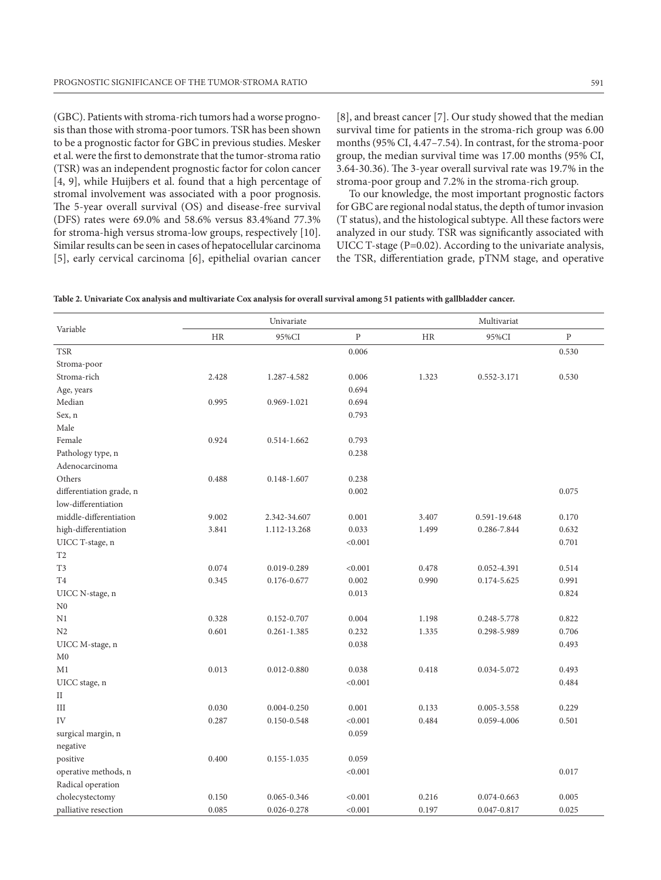(GBC). Patients with stroma-rich tumors had a worse prognosis than those with stroma-poor tumors. TSR has been shown to be a prognostic factor for GBC in previous studies. Mesker et al. were the first to demonstrate that the tumor-stroma ratio (TSR) was an independent prognostic factor for colon cancer [4, 9], while Huijbers et al. found that a high percentage of stromal involvement was associated with a poor prognosis. The 5-year overall survival (OS) and disease-free survival (DFS) rates were 69.0% and 58.6% versus 83.4%and 77.3% for stroma-high versus stroma-low groups, respectively [10]. Similar results can be seen in cases of hepatocellular carcinoma [5], early cervical carcinoma [6], epithelial ovarian cancer [8], and breast cancer [7]. Our study showed that the median survival time for patients in the stroma-rich group was 6.00 months (95% CI, 4.47–7.54). In contrast, for the stroma-poor group, the median survival time was 17.00 months (95% CI, 3.64-30.36). The 3-year overall survival rate was 19.7% in the stroma-poor group and 7.2% in the stroma-rich group.

To our knowledge, the most important prognostic factors for GBC are regional nodal status, the depth of tumor invasion (T status), and the histological subtype. All these factors were analyzed in our study. TSR was significantly associated with UICC T-stage (P=0.02). According to the univariate analysis, the TSR, differentiation grade, pTNM stage, and operative

**Table 2. Univariate Cox analysis and multivariate Cox analysis for overall survival among 51 patients with gallbladder cancer.**

| Variable | Univariate | | | Multivariat | | |
|---|---|---|---|---|---|---|
| | HR | 95%CI | P | HR | 95%CI | P |
| TSR | | | 0.006 | | | 0.530 |
| Stroma-poor | | | | | | |
| Stroma-rich | 2.428 | 1.287-4.582 | 0.006 | 1.323 | 0.552-3.171 | 0.530 |
| Age, years | | | 0.694 | | | |
| Median | 0.995 | 0.969-1.021 | 0.694 | | | |
| Sex, n | | | 0.793 | | | |
| Male | | | | | | |
| Female | 0.924 | 0.514-1.662 | 0.793 | | | |
| Pathology type, n | | | 0.238 | | | |
| Adenocarcinoma | | | | | | |
| Others | 0.488 | 0.148-1.607 | 0.238 | | | |
| differentiation grade, n | | | 0.002 | | | 0.075 |
| low-differentiation | | | | | | |
| middle-differentiation | 9.002 | 2.342-34.607 | 0.001 | 3.407 | 0.591-19.648 | 0.170 |
| high-differentiation | 3.841 | 1.112-13.268 | 0.033 | 1.499 | 0.286-7.844 | 0.632 |
| UICC T-stage, n | | | <0.001 | | | 0.701 |
| T2 | | | | | | |
| T3 | 0.074 | 0.019-0.289 | <0.001 | 0.478 | 0.052-4.391 | 0.514 |
| T4 | 0.345 | 0.176-0.677 | 0.002 | 0.990 | 0.174-5.625 | 0.991 |
| UICC N-stage, n | | | 0.013 | | | 0.824 |
| N0 | | | | | | |
| N1 | 0.328 | 0.152-0.707 | 0.004 | 1.198 | 0.248-5.778 | 0.822 |
| N2 | 0.601 | 0.261-1.385 | 0.232 | 1.335 | 0.298-5.989 | 0.706 |
| UICC M-stage, n | | | 0.038 | | | 0.493 |
| M0 | | | | | | |
| M1 | 0.013 | 0.012-0.880 | 0.038 | 0.418 | 0.034-5.072 | 0.493 |
| UICC stage, n | | | <0.001 | | | 0.484 |
| II | | | | | | |
| III | 0.030 | 0.004-0.250 | 0.001 | 0.133 | 0.005-3.558 | 0.229 |
| IV | 0.287 | 0.150-0.548 | <0.001 | 0.484 | 0.059-4.006 | 0.501 |
| surgical margin, n | | | 0.059 | | | |
| negative | | | | | | |
| positive | 0.400 | 0.155-1.035 | 0.059 | | | |
| operative methods, n | | | <0.001 | | | 0.017 |
| Radical operation | | | | | | |
| cholecystectomy | 0.150 | 0.065-0.346 | <0.001 | 0.216 | 0.074-0.663 | 0.005 |
| palliative resection | 0.085 | 0.026-0.278 | <0.001 | 0.197 | 0.047-0.817 | 0.025 |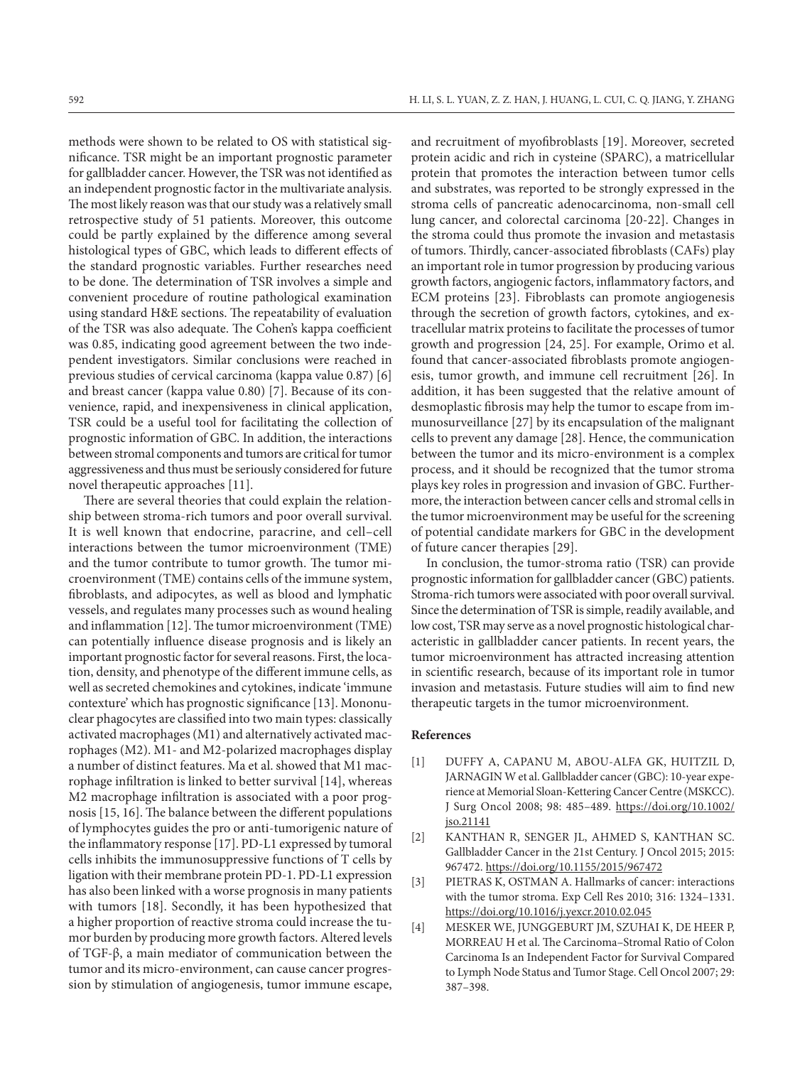methods were shown to be related to OS with statistical significance. TSR might be an important prognostic parameter for gallbladder cancer. However, the TSR was not identified as an independent prognostic factor in the multivariate analysis. The most likely reason was that our study was a relatively small retrospective study of 51 patients. Moreover, this outcome could be partly explained by the difference among several histological types of GBC, which leads to different effects of the standard prognostic variables. Further researches need to be done. The determination of TSR involves a simple and convenient procedure of routine pathological examination using standard H&E sections. The repeatability of evaluation of the TSR was also adequate. The Cohen's kappa coefficient was 0.85, indicating good agreement between the two independent investigators. Similar conclusions were reached in previous studies of cervical carcinoma (kappa value 0.87) [6] and breast cancer (kappa value 0.80) [7]. Because of its convenience, rapid, and inexpensiveness in clinical application, TSR could be a useful tool for facilitating the collection of prognostic information of GBC. In addition, the interactions between stromal components and tumors are critical for tumor aggressiveness and thus must be seriously considered for future novel therapeutic approaches [11].

There are several theories that could explain the relationship between stroma-rich tumors and poor overall survival. It is well known that endocrine, paracrine, and cell–cell interactions between the tumor microenvironment (TME) and the tumor contribute to tumor growth. The tumor microenvironment (TME) contains cells of the immune system, fibroblasts, and adipocytes, as well as blood and lymphatic vessels, and regulates many processes such as wound healing and inflammation [12]. The tumor microenvironment (TME) can potentially influence disease prognosis and is likely an important prognostic factor for several reasons. First, the location, density, and phenotype of the different immune cells, as well as secreted chemokines and cytokines, indicate 'immune contexture' which has prognostic significance [13]. Mononuclear phagocytes are classified into two main types: classically activated macrophages (M1) and alternatively activated macrophages (M2). M1- and M2-polarized macrophages display a number of distinct features. Ma et al. showed that M1 macrophage infiltration is linked to better survival [14], whereas M2 macrophage infiltration is associated with a poor prognosis [15, 16]. The balance between the different populations of lymphocytes guides the pro or anti-tumorigenic nature of the inflammatory response [17]. PD-L1 expressed by tumoral cells inhibits the immunosuppressive functions of T cells by ligation with their membrane protein PD-1. PD-L1 expression has also been linked with a worse prognosis in many patients with tumors [18]. Secondly, it has been hypothesized that a higher proportion of reactive stroma could increase the tumor burden by producing more growth factors. Altered levels of TGF-β, a main mediator of communication between the tumor and its micro-environment, can cause cancer progression by stimulation of angiogenesis, tumor immune escape, and recruitment of myofibroblasts [19]. Moreover, secreted protein acidic and rich in cysteine (SPARC), a matricellular protein that promotes the interaction between tumor cells and substrates, was reported to be strongly expressed in the stroma cells of pancreatic adenocarcinoma, non-small cell lung cancer, and colorectal carcinoma [20-22]. Changes in the stroma could thus promote the invasion and metastasis of tumors. Thirdly, cancer-associated fibroblasts (CAFs) play an important role in tumor progression by producing various growth factors, angiogenic factors, inflammatory factors, and ECM proteins [23]. Fibroblasts can promote angiogenesis through the secretion of growth factors, cytokines, and extracellular matrix proteins to facilitate the processes of tumor growth and progression [24, 25]. For example, Orimo et al. found that cancer-associated fibroblasts promote angiogenesis, tumor growth, and immune cell recruitment [26]. In addition, it has been suggested that the relative amount of desmoplastic fibrosis may help the tumor to escape from immunosurveillance [27] by its encapsulation of the malignant cells to prevent any damage [28]. Hence, the communication between the tumor and its micro-environment is a complex process, and it should be recognized that the tumor stroma plays key roles in progression and invasion of GBC. Furthermore, the interaction between cancer cells and stromal cells in the tumor microenvironment may be useful for the screening of potential candidate markers for GBC in the development of future cancer therapies [29].

In conclusion, the tumor-stroma ratio (TSR) can provide prognostic information for gallbladder cancer (GBC) patients. Stroma-rich tumors were associated with poor overall survival. Since the determination of TSR is simple, readily available, and low cost, TSR may serve as a novel prognostic histological characteristic in gallbladder cancer patients. In recent years, the tumor microenvironment has attracted increasing attention in scientific research, because of its important role in tumor invasion and metastasis. Future studies will aim to find new therapeutic targets in the tumor microenvironment.

## References

[1] DUFFY A, CAPANU M, ABOU-ALFA GK, HUITZIL D, JARNAGIN W et al. Gallbladder cancer (GBC): 10-year experience at Memorial Sloan-Kettering Cancer Centre (MSKCC). J Surg Oncol 2008; 98: 485–489. https://doi.org/10.1002/jso.21141

[2] KANTHAN R, SENGER JL, AHMED S, KANTHAN SC. Gallbladder Cancer in the 21st Century. J Oncol 2015; 2015: 967472. https://doi.org/10.1155/2015/967472

[3] PIETRAS K, OSTMAN A. Hallmarks of cancer: interactions with the tumor stroma. Exp Cell Res 2010; 316: 1324–1331. https://doi.org/10.1016/j.yexcr.2010.02.045

[4] MESKER WE, JUNGGEBURT JM, SZUHAI K, DE HEER P, MORREAU H et al. The Carcinoma–Stromal Ratio of Colon Carcinoma Is an Independent Factor for Survival Compared to Lymph Node Status and Tumor Stage. Cell Oncol 2007; 29: 387–398.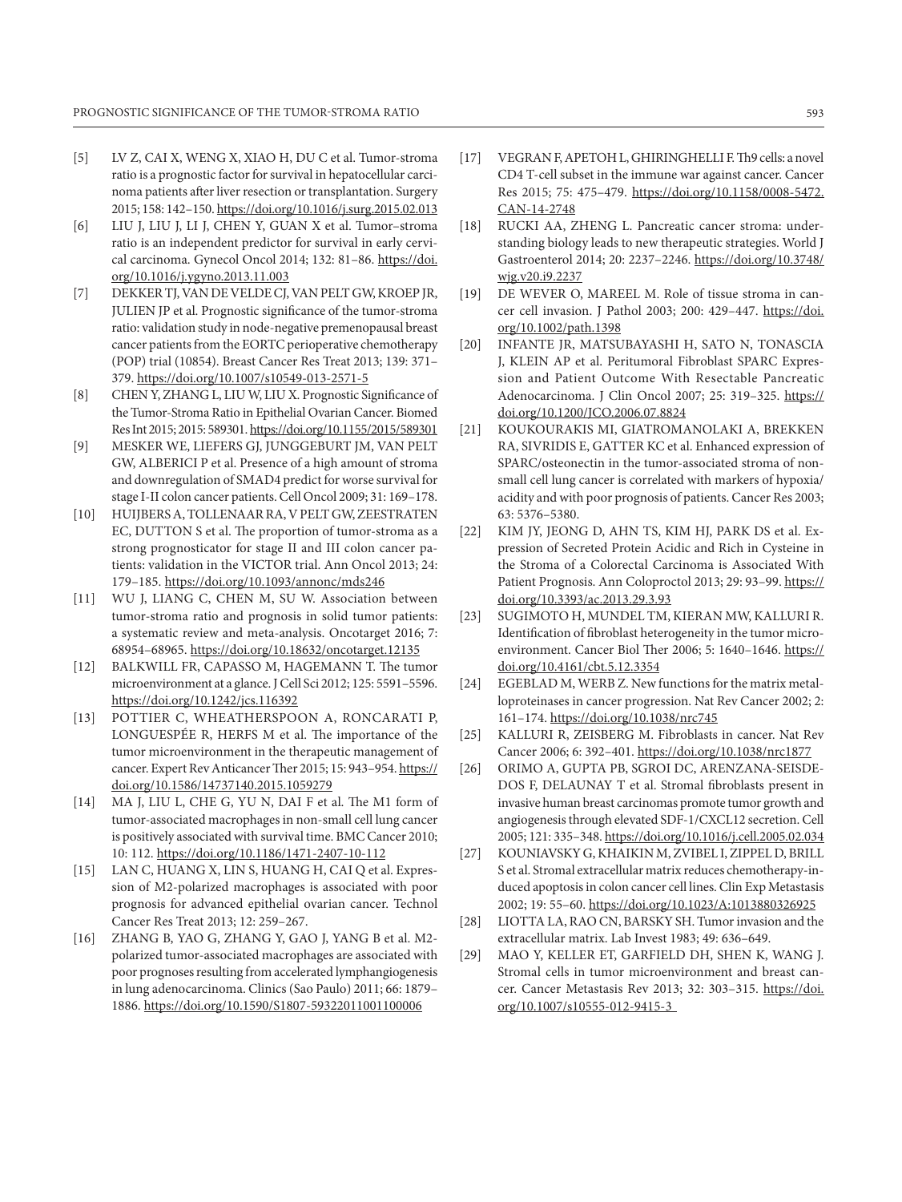[5] LV Z, CAI X, WENG X, XIAO H, DU C et al. Tumor-stroma ratio is a prognostic factor for survival in hepatocellular carcinoma patients after liver resection or transplantation. Surgery 2015; 158: 142–150. https://doi.org/10.1016/j.surg.2015.02.013

[6] LIU J, LIU J, LI J, CHEN Y, GUAN X et al. Tumor–stroma ratio is an independent predictor for survival in early cervical carcinoma. Gynecol Oncol 2014; 132: 81–86. https://doi.org/10.1016/j.ygyno.2013.11.003

[7] DEKKER TJ, VAN DE VELDE CJ, VAN PELT GW, KROEP JR, JULIEN JP et al. Prognostic significance of the tumor-stroma ratio: validation study in node-negative premenopausal breast cancer patients from the EORTC perioperative chemotherapy (POP) trial (10854). Breast Cancer Res Treat 2013; 139: 371–379. https://doi.org/10.1007/s10549-013-2571-5

[8] CHEN Y, ZHANG L, LIU W, LIU X. Prognostic Significance of the Tumor-Stroma Ratio in Epithelial Ovarian Cancer. Biomed Res Int 2015; 2015: 589301. https://doi.org/10.1155/2015/589301

[9] MESKER WE, LIEFERS GJ, JUNGGEBURT JM, VAN PELT GW, ALBERICI P et al. Presence of a high amount of stroma and downregulation of SMAD4 predict for worse survival for stage I-II colon cancer patients. Cell Oncol 2009; 31: 169–178.

[10] HUIJBERS A, TOLLENAAR RA, V PELT GW, ZEESTRATEN EC, DUTTON S et al. The proportion of tumor-stroma as a strong prognosticator for stage II and III colon cancer patients: validation in the VICTOR trial. Ann Oncol 2013; 24: 179–185. https://doi.org/10.1093/annonc/mds246

[11] WU J, LIANG C, CHEN M, SU W. Association between tumor-stroma ratio and prognosis in solid tumor patients: a systematic review and meta-analysis. Oncotarget 2016; 7: 68954–68965. https://doi.org/10.18632/oncotarget.12135

[12] BALKWILL FR, CAPASSO M, HAGEMANN T. The tumor microenvironment at a glance. J Cell Sci 2012; 125: 5591–5596. https://doi.org/10.1242/jcs.116392

[13] POTTIER C, WHEATHERSPOON A, RONCARATI P, LONGUESPÉE R, HERFS M et al. The importance of the tumor microenvironment in the therapeutic management of cancer. Expert Rev Anticancer Ther 2015; 15: 943–954. https://doi.org/10.1586/14737140.2015.1059279

[14] MA J, LIU L, CHE G, YU N, DAI F et al. The M1 form of tumor-associated macrophages in non-small cell lung cancer is positively associated with survival time. BMC Cancer 2010; 10: 112. https://doi.org/10.1186/1471-2407-10-112

[15] LAN C, HUANG X, LIN S, HUANG H, CAI Q et al. Expression of M2-polarized macrophages is associated with poor prognosis for advanced epithelial ovarian cancer. Technol Cancer Res Treat 2013; 12: 259–267.

[16] ZHANG B, YAO G, ZHANG Y, GAO J, YANG B et al. M2-polarized tumor-associated macrophages are associated with poor prognoses resulting from accelerated lymphangiogenesis in lung adenocarcinoma. Clinics (Sao Paulo) 2011; 66: 1879–1886. https://doi.org/10.1590/S1807-59322011001100006

[17] VEGRAN F, APETOH L, GHIRINGHELLI F. Th9 cells: a novel CD4 T-cell subset in the immune war against cancer. Cancer Res 2015; 75: 475–479. https://doi.org/10.1158/0008-5472.CAN-14-2748

[18] RUCKI AA, ZHENG L. Pancreatic cancer stroma: understanding biology leads to new therapeutic strategies. World J Gastroenterol 2014; 20: 2237–2246. https://doi.org/10.3748/wjg.v20.i9.2237

[19] DE WEVER O, MAREEL M. Role of tissue stroma in cancer cell invasion. J Pathol 2003; 200: 429–447. https://doi.org/10.1002/path.1398

[20] INFANTE JR, MATSUBAYASHI H, SATO N, TONASCIA J, KLEIN AP et al. Peritumoral Fibroblast SPARC Expression and Patient Outcome With Resectable Pancreatic Adenocarcinoma. J Clin Oncol 2007; 25: 319–325. https://doi.org/10.1200/JCO.2006.07.8824

[21] KOUKOURAKIS MI, GIATROMANOLAKI A, BREKKEN RA, SIVRIDIS E, GATTER KC et al. Enhanced expression of SPARC/osteonectin in the tumor-associated stroma of non-small cell lung cancer is correlated with markers of hypoxia/acidity and with poor prognosis of patients. Cancer Res 2003; 63: 5376–5380.

[22] KIM JY, JEONG D, AHN TS, KIM HJ, PARK DS et al. Expression of Secreted Protein Acidic and Rich in Cysteine in the Stroma of a Colorectal Carcinoma is Associated With Patient Prognosis. Ann Coloproctol 2013; 29: 93–99. https://doi.org/10.3393/ac.2013.29.3.93

[23] SUGIMOTO H, MUNDEL TM, KIERAN MW, KALLURI R. Identification of fibroblast heterogeneity in the tumor microenvironment. Cancer Biol Ther 2006; 5: 1640–1646. https://doi.org/10.4161/cbt.5.12.3354

[24] EGEBLAD M, WERB Z. New functions for the matrix metalloproteinases in cancer progression. Nat Rev Cancer 2002; 2: 161–174. https://doi.org/10.1038/nrc745

[25] KALLURI R, ZEISBERG M. Fibroblasts in cancer. Nat Rev Cancer 2006; 6: 392–401. https://doi.org/10.1038/nrc1877

[26] ORIMO A, GUPTA PB, SGROI DC, ARENZANA-SEISDEDOS F, DELAUNAY T et al. Stromal fibroblasts present in invasive human breast carcinomas promote tumor growth and angiogenesis through elevated SDF-1/CXCL12 secretion. Cell 2005; 121: 335–348. https://doi.org/10.1016/j.cell.2005.02.034

[27] KOUNIAVSKY G, KHAIKIN M, ZVIBEL I, ZIPPEL D, BRILL S et al. Stromal extracellular matrix reduces chemotherapy-induced apoptosis in colon cancer cell lines. Clin Exp Metastasis 2002; 19: 55–60. https://doi.org/10.1023/A:1013880326925

[28] LIOTTA LA, RAO CN, BARSKY SH. Tumor invasion and the extracellular matrix. Lab Invest 1983; 49: 636–649.

[29] MAO Y, KELLER ET, GARFIELD DH, SHEN K, WANG J. Stromal cells in tumor microenvironment and breast cancer. Cancer Metastasis Rev 2013; 32: 303–315. https://doi.org/10.1007/s10555-012-9415-3